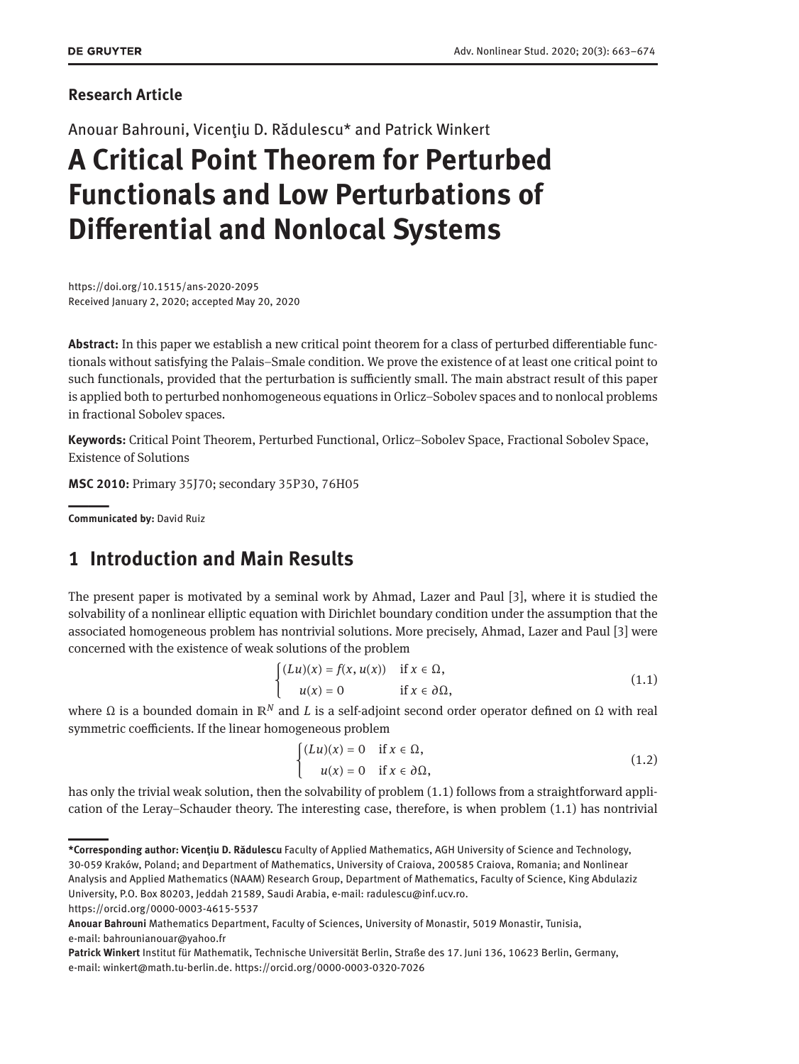**Research Article**

Anouar Bahrouni, Vicenţiu D. Rădulescu* and Patrick Winkert

# A Critical Point Theorem for Perturbed Functionals and Low Perturbations of Differential and Nonlocal Systems

https://doi.org/10.1515/ans-2020-2095
Received January 2, 2020; accepted May 20, 2020

**Abstract:** In this paper we establish a new critical point theorem for a class of perturbed differentiable functionals without satisfying the Palais–Smale condition. We prove the existence of at least one critical point to such functionals, provided that the perturbation is sufficiently small. The main abstract result of this paper is applied both to perturbed nonhomogeneous equations in Orlicz–Sobolev spaces and to nonlocal problems in fractional Sobolev spaces.

**Keywords:** Critical Point Theorem, Perturbed Functional, Orlicz–Sobolev Space, Fractional Sobolev Space, Existence of Solutions

**MSC 2010:** Primary 35J70; secondary 35P30, 76H05

**Communicated by:** David Ruiz

## 1 Introduction and Main Results

The present paper is motivated by a seminal work by Ahmad, Lazer and Paul [3], where it is studied the solvability of a nonlinear elliptic equation with Dirichlet boundary condition under the assumption that the associated homogeneous problem has nontrivial solutions. More precisely, Ahmad, Lazer and Paul [3] were concerned with the existence of weak solutions of the problem

$$\begin{cases} (Lu)(x) = f(x, u(x)) & \text{if } x \in \Omega, \\ u(x) = 0 & \text{if } x \in \partial\Omega, \end{cases} \tag{1.1}$$

where $\Omega$ is a bounded domain in $\mathbb{R}^N$ and $L$ is a self-adjoint second order operator defined on $\Omega$ with real symmetric coefficients. If the linear homogeneous problem

$$\begin{cases} (Lu)(x) = 0 & \text{if } x \in \Omega, \\ u(x) = 0 & \text{if } x \in \partial\Omega, \end{cases} \tag{1.2}$$

has only the trivial weak solution, then the solvability of problem (1.1) follows from a straightforward application of the Leray–Schauder theory. The interesting case, therefore, is when problem (1.1) has nontrivial

---

***Corresponding author: Vicenţiu D. Rădulescu** Faculty of Applied Mathematics, AGH University of Science and Technology, 30-059 Kraków, Poland; and Department of Mathematics, University of Craiova, 200585 Craiova, Romania; and Nonlinear Analysis and Applied Mathematics (NAAM) Research Group, Department of Mathematics, Faculty of Science, King Abdulaziz University, P.O. Box 80203, Jeddah 21589, Saudi Arabia, e-mail: radulescu@inf.ucv.ro. https://orcid.org/0000-0003-4615-5537

**Anouar Bahrouni** Mathematics Department, Faculty of Sciences, University of Monastir, 5019 Monastir, Tunisia, e-mail: bahrounianouar@yahoo.fr

**Patrick Winkert** Institut für Mathematik, Technische Universität Berlin, Straße des 17. Juni 136, 10623 Berlin, Germany, e-mail: winkert@math.tu-berlin.de. https://orcid.org/0000-0003-0320-7026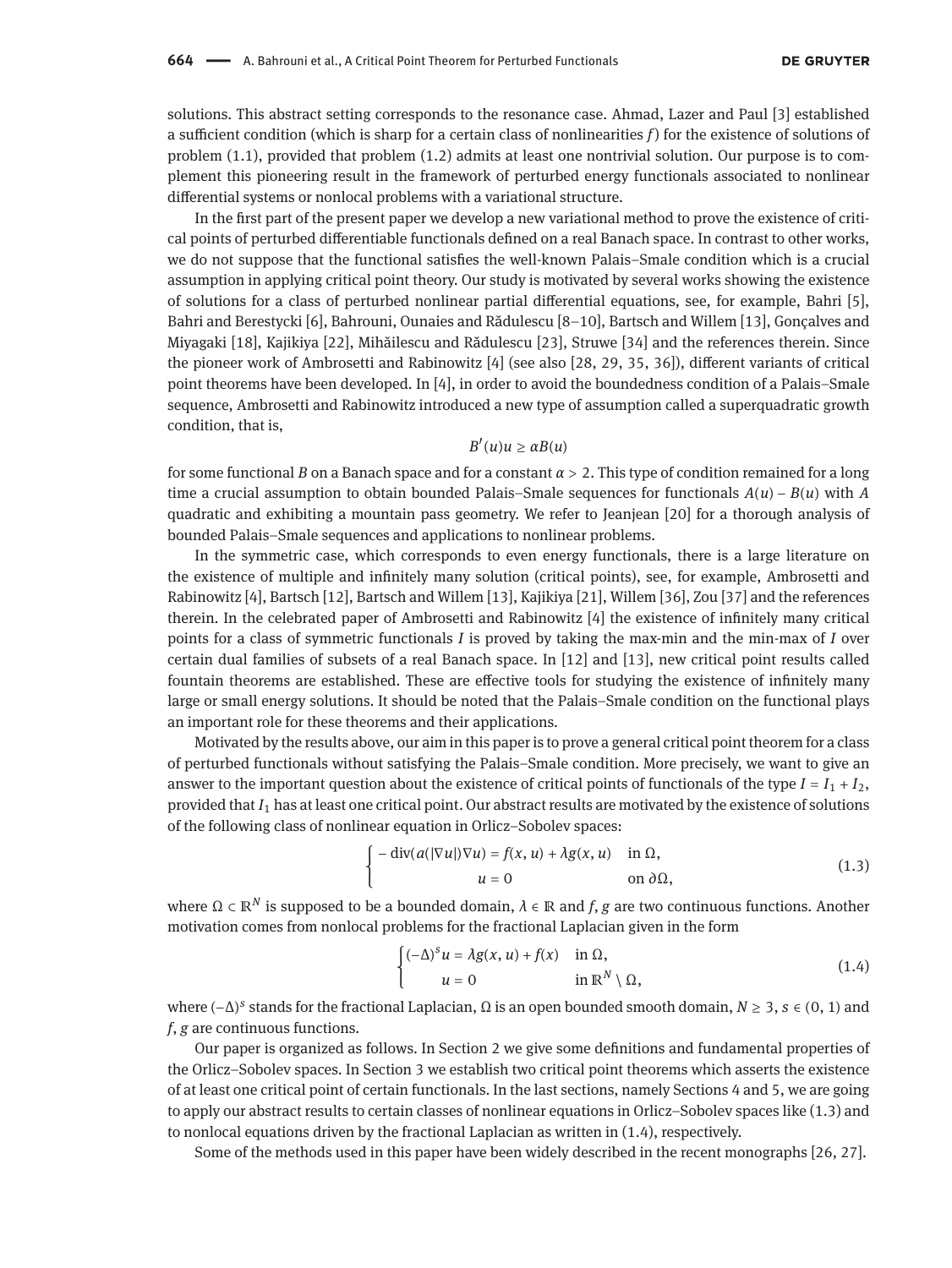solutions. This abstract setting corresponds to the resonance case. Ahmad, Lazer and Paul [3] established a sufficient condition (which is sharp for a certain class of nonlinearities $f$) for the existence of solutions of problem (1.1), provided that problem (1.2) admits at least one nontrivial solution. Our purpose is to complement this pioneering result in the framework of perturbed energy functionals associated to nonlinear differential systems or nonlocal problems with a variational structure.

In the first part of the present paper we develop a new variational method to prove the existence of critical points of perturbed differentiable functionals defined on a real Banach space. In contrast to other works, we do not suppose that the functional satisfies the well-known Palais–Smale condition which is a crucial assumption in applying critical point theory. Our study is motivated by several works showing the existence of solutions for a class of perturbed nonlinear partial differential equations, see, for example, Bahri [5], Bahri and Berestycki [6], Bahrouni, Ounaies and Rădulescu [8–10], Bartsch and Willem [13], Gonçalves and Miyagaki [18], Kajikiya [22], Mihăilescu and Rădulescu [23], Struwe [34] and the references therein. Since the pioneer work of Ambrosetti and Rabinowitz [4] (see also [28, 29, 35, 36]), different variants of critical point theorems have been developed. In [4], in order to avoid the boundedness condition of a Palais–Smale sequence, Ambrosetti and Rabinowitz introduced a new type of assumption called a superquadratic growth condition, that is,

$$B'(u)u \geq \alpha B(u)$$

for some functional $B$ on a Banach space and for a constant $\alpha > 2$. This type of condition remained for a long time a crucial assumption to obtain bounded Palais–Smale sequences for functionals $A(u) - B(u)$ with $A$ quadratic and exhibiting a mountain pass geometry. We refer to Jeanjean [20] for a thorough analysis of bounded Palais–Smale sequences and applications to nonlinear problems.

In the symmetric case, which corresponds to even energy functionals, there is a large literature on the existence of multiple and infinitely many solution (critical points), see, for example, Ambrosetti and Rabinowitz [4], Bartsch [12], Bartsch and Willem [13], Kajikiya [21], Willem [36], Zou [37] and the references therein. In the celebrated paper of Ambrosetti and Rabinowitz [4] the existence of infinitely many critical points for a class of symmetric functionals $I$ is proved by taking the max-min and the min-max of $I$ over certain dual families of subsets of a real Banach space. In [12] and [13], new critical point results called fountain theorems are established. These are effective tools for studying the existence of infinitely many large or small energy solutions. It should be noted that the Palais–Smale condition on the functional plays an important role for these theorems and their applications.

Motivated by the results above, our aim in this paper is to prove a general critical point theorem for a class of perturbed functionals without satisfying the Palais–Smale condition. More precisely, we want to give an answer to the important question about the existence of critical points of functionals of the type $I = I_1 + I_2$, provided that $I_1$ has at least one critical point. Our abstract results are motivated by the existence of solutions of the following class of nonlinear equation in Orlicz–Sobolev spaces:

$$\begin{cases} -\operatorname{div}(a(|\nabla u|)\nabla u) = f(x, u) + \lambda g(x, u) & \text{in } \Omega, \\ u = 0 & \text{on } \partial\Omega, \end{cases} \tag{1.3}$$

where $\Omega \subset \mathbb{R}^N$ is supposed to be a bounded domain, $\lambda \in \mathbb{R}$ and $f, g$ are two continuous functions. Another motivation comes from nonlocal problems for the fractional Laplacian given in the form

$$\begin{cases} (-\Delta)^s u = \lambda g(x, u) + f(x) & \text{in } \Omega, \\ u = 0 & \text{in } \mathbb{R}^N \setminus \Omega, \end{cases} \tag{1.4}$$

where $(-\Delta)^s$ stands for the fractional Laplacian, $\Omega$ is an open bounded smooth domain, $N \geq 3$, $s \in (0, 1)$ and $f, g$ are continuous functions.

Our paper is organized as follows. In Section 2 we give some definitions and fundamental properties of the Orlicz–Sobolev spaces. In Section 3 we establish two critical point theorems which asserts the existence of at least one critical point of certain functionals. In the last sections, namely Sections 4 and 5, we are going to apply our abstract results to certain classes of nonlinear equations in Orlicz–Sobolev spaces like (1.3) and to nonlocal equations driven by the fractional Laplacian as written in (1.4), respectively.

Some of the methods used in this paper have been widely described in the recent monographs [26, 27].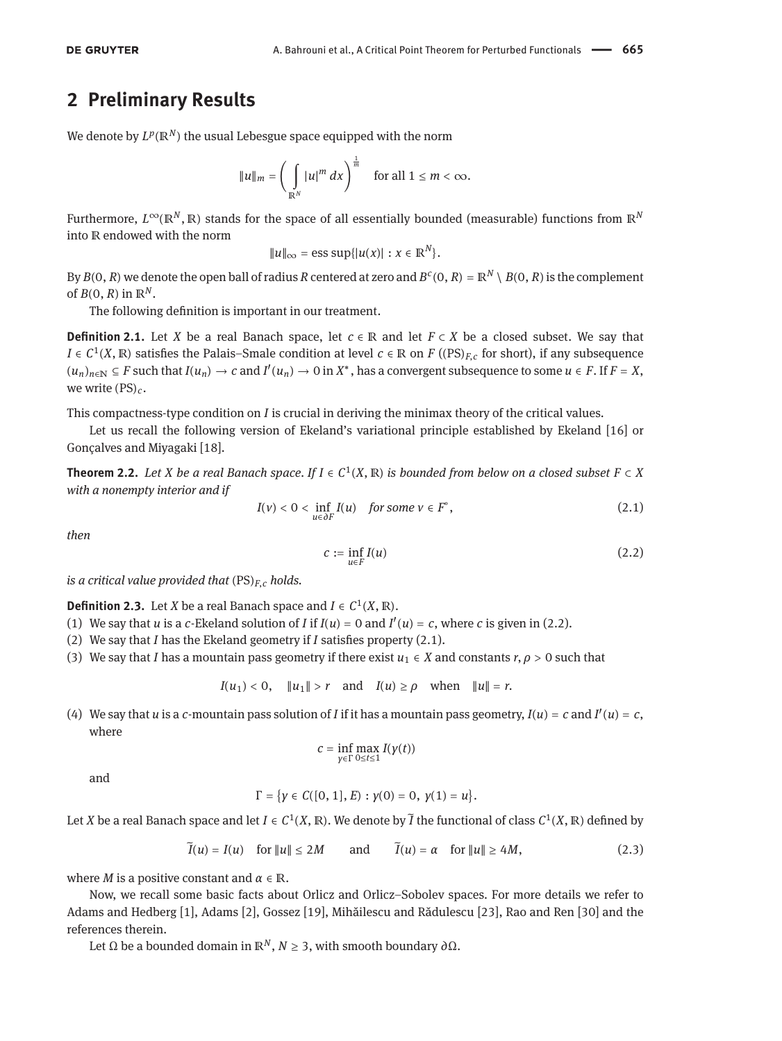## 2 Preliminary Results

We denote by $L^p(\mathbb{R}^N)$ the usual Lebesgue space equipped with the norm

$$\|u\|_m = \left( \int_{\mathbb{R}^N} |u|^m \, dx \right)^{\frac{1}{m}} \quad \text{for all } 1 \leq m < \infty.$$

Furthermore, $L^\infty(\mathbb{R}^N, \mathbb{R})$ stands for the space of all essentially bounded (measurable) functions from $\mathbb{R}^N$ into $\mathbb{R}$ endowed with the norm

$$\|u\|_\infty = \operatorname{ess\,sup}\{|u(x)| : x \in \mathbb{R}^N\}.$$

By $B(0, R)$ we denote the open ball of radius $R$ centered at zero and $B^c(0, R) = \mathbb{R}^N \setminus B(0, R)$ is the complement of $B(0, R)$ in $\mathbb{R}^N$.

The following definition is important in our treatment.

**Definition 2.1.** Let $X$ be a real Banach space, let $c \in \mathbb{R}$ and let $F \subset X$ be a closed subset. We say that $I \in C^1(X, \mathbb{R})$ satisfies the Palais–Smale condition at level $c \in \mathbb{R}$ on $F$ ($(\mathrm{PS})_{F,c}$ for short), if any subsequence $(u_n)_{n \in \mathbb{N}} \subseteq F$ such that $I(u_n) \to c$ and $I'(u_n) \to 0$ in $X^*$, has a convergent subsequence to some $u \in F$. If $F = X$, we write $(\mathrm{PS})_c$.

This compactness-type condition on $I$ is crucial in deriving the minimax theory of the critical values.

Let us recall the following version of Ekeland's variational principle established by Ekeland [16] or Gonçalves and Miyagaki [18].

**Theorem 2.2.** *Let $X$ be a real Banach space. If $I \in C^1(X, \mathbb{R})$ is bounded from below on a closed subset $F \subset X$ with a nonempty interior and if*

$$I(v) < 0 < \inf_{u \in \partial F} I(u) \quad \text{for some } v \in F^\circ, \tag{2.1}$$

*then*

$$c := \inf_{u \in F} I(u) \tag{2.2}$$

*is a critical value provided that $(\mathrm{PS})_{F,c}$ holds.*

**Definition 2.3.** Let $X$ be a real Banach space and $I \in C^1(X, \mathbb{R})$.

1. We say that $u$ is a $c$-Ekeland solution of $I$ if $I(u) = 0$ and $I'(u) = c$, where $c$ is given in (2.2).
2. We say that $I$ has the Ekeland geometry if $I$ satisfies property (2.1).
3. We say that $I$ has a mountain pass geometry if there exist $u_1 \in X$ and constants $r, \rho > 0$ such that

$$I(u_1) < 0, \quad \|u_1\| > r \quad \text{and} \quad I(u) \geq \rho \quad \text{when} \quad \|u\| = r.$$

4. We say that $u$ is a $c$-mountain pass solution of $I$ if it has a mountain pass geometry, $I(u) = c$ and $I'(u) = c$, where

$$c = \inf_{\gamma \in \Gamma} \max_{0 \leq t \leq 1} I(\gamma(t))$$

and

$$\Gamma = \{\gamma \in C([0, 1], E) : \gamma(0) = 0, \ \gamma(1) = u\}.$$

Let $X$ be a real Banach space and let $I \in C^1(X, \mathbb{R})$. We denote by $\tilde{I}$ the functional of class $C^1(X, \mathbb{R})$ defined by

$$\tilde{I}(u) = I(u) \quad \text{for } \|u\| \leq 2M \qquad \text{and} \qquad \tilde{I}(u) = \alpha \quad \text{for } \|u\| \geq 4M, \tag{2.3}$$

where $M$ is a positive constant and $\alpha \in \mathbb{R}$.

Now, we recall some basic facts about Orlicz and Orlicz–Sobolev spaces. For more details we refer to Adams and Hedberg [1], Adams [2], Gossez [19], Mihăilescu and Rădulescu [23], Rao and Ren [30] and the references therein.

Let $\Omega$ be a bounded domain in $\mathbb{R}^N$, $N \geq 3$, with smooth boundary $\partial\Omega$.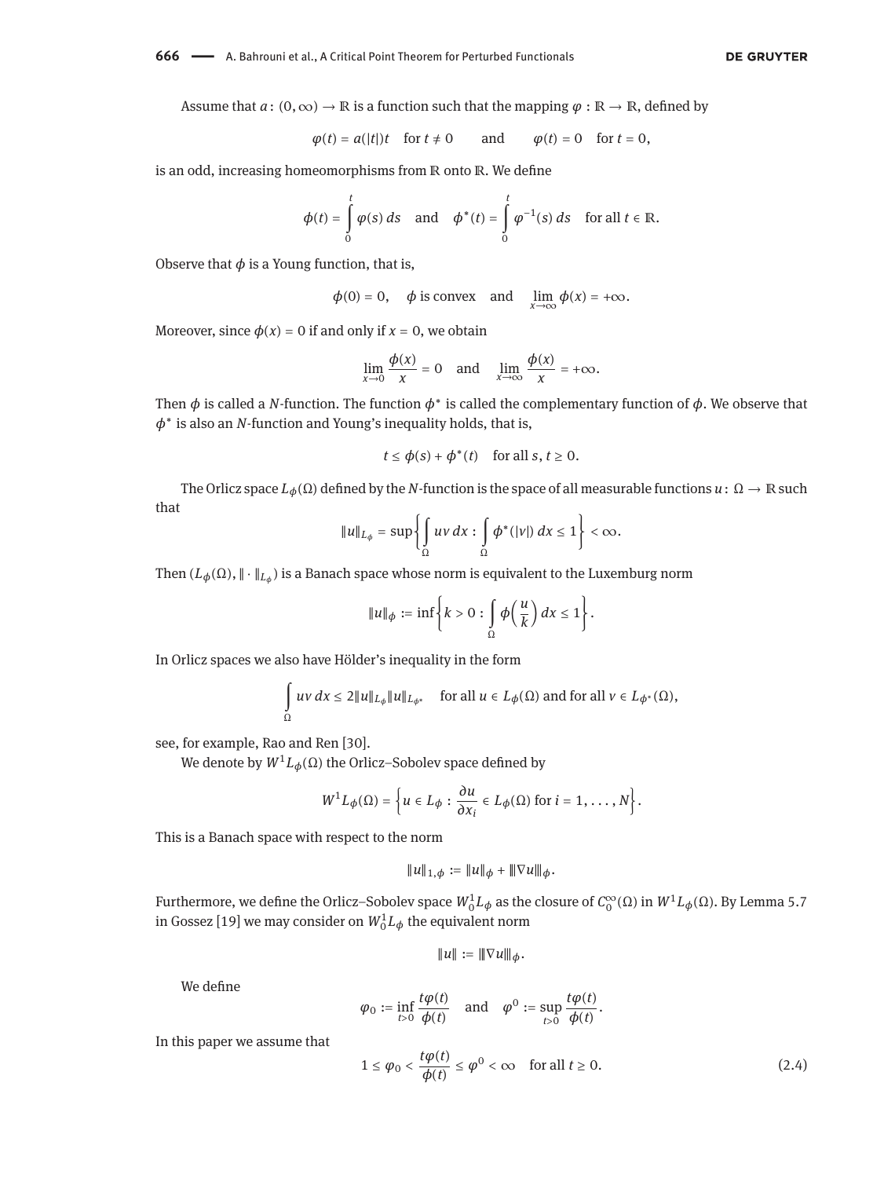Assume that $a\colon (0,\infty) \to \mathbb{R}$ is a function such that the mapping $\varphi : \mathbb{R} \to \mathbb{R}$, defined by

$$\varphi(t) = a(|t|)t \quad \text{for } t \neq 0 \qquad \text{and} \qquad \varphi(t) = 0 \quad \text{for } t = 0,$$

is an odd, increasing homeomorphisms from $\mathbb{R}$ onto $\mathbb{R}$. We define

$$\phi(t) = \int_0^t \varphi(s)\,ds \quad \text{and} \quad \phi^*(t) = \int_0^t \varphi^{-1}(s)\,ds \quad \text{for all } t \in \mathbb{R}.$$

Observe that $\phi$ is a Young function, that is,

$$\phi(0) = 0, \quad \phi \text{ is convex} \quad \text{and} \quad \lim_{x\to\infty} \phi(x) = +\infty.$$

Moreover, since $\phi(x) = 0$ if and only if $x = 0$, we obtain

$$\lim_{x\to 0} \frac{\phi(x)}{x} = 0 \quad \text{and} \quad \lim_{x\to\infty} \frac{\phi(x)}{x} = +\infty.$$

Then $\phi$ is called a $N$-function. The function $\phi^*$ is called the complementary function of $\phi$. We observe that $\phi^*$ is also an $N$-function and Young's inequality holds, that is,

$$t \leq \phi(s) + \phi^*(t) \quad \text{for all } s, t \geq 0.$$

The Orlicz space $L_\phi(\Omega)$ defined by the $N$-function is the space of all measurable functions $u\colon \Omega \to \mathbb{R}$ such that

$$\|u\|_{L_\phi} = \sup\left\{ \int_\Omega uv\,dx : \int_\Omega \phi^*(|v|)\,dx \leq 1 \right\} < \infty.$$

Then $(L_\phi(\Omega), \|\cdot\|_{L_\phi})$ is a Banach space whose norm is equivalent to the Luxemburg norm

$$\|u\|_\phi := \inf\left\{ k > 0 : \int_\Omega \phi\left(\frac{u}{k}\right) dx \leq 1 \right\}.$$

In Orlicz spaces we also have Hölder's inequality in the form

$$\int_\Omega uv\,dx \leq 2\|u\|_{L_\phi}\|u\|_{L_{\phi^*}} \quad \text{for all } u \in L_\phi(\Omega) \text{ and for all } v \in L_{\phi^*}(\Omega),$$

see, for example, Rao and Ren [30].

We denote by $W^1L_\phi(\Omega)$ the Orlicz–Sobolev space defined by

$$W^1L_\phi(\Omega) = \left\{ u \in L_\phi : \frac{\partial u}{\partial x_i} \in L_\phi(\Omega) \text{ for } i = 1, \ldots, N \right\}.$$

This is a Banach space with respect to the norm

$$\|u\|_{1,\phi} := \|u\|_\phi + \||\nabla u|\|_\phi.$$

Furthermore, we define the Orlicz–Sobolev space $W_0^1L_\phi$ as the closure of $C_0^\infty(\Omega)$ in $W^1L_\phi(\Omega)$. By Lemma 5.7 in Gossez [19] we may consider on $W_0^1L_\phi$ the equivalent norm

$$\|u\| := \||\nabla u|\|_\phi.$$

We define

$$\varphi_0 := \inf_{t>0} \frac{t\varphi(t)}{\phi(t)} \quad \text{and} \quad \varphi^0 := \sup_{t>0} \frac{t\varphi(t)}{\phi(t)}.$$

In this paper we assume that

$$1 \leq \varphi_0 < \frac{t\varphi(t)}{\phi(t)} \leq \varphi^0 < \infty \quad \text{for all } t \geq 0. \tag{2.4}$$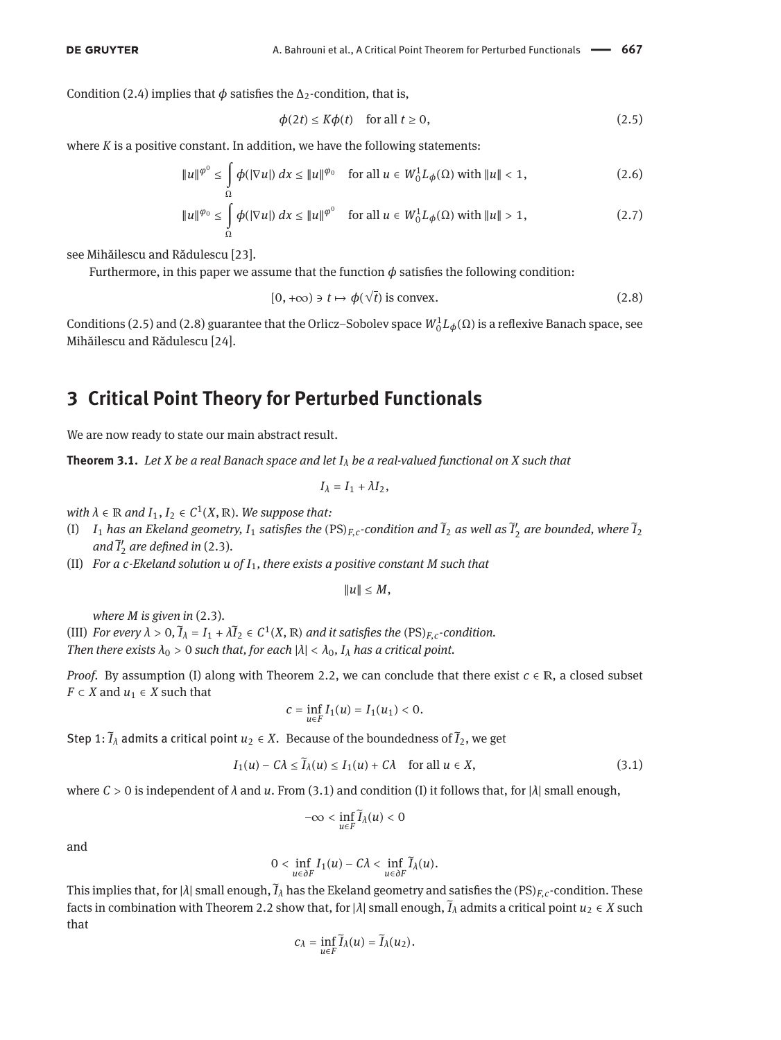Condition (2.4) implies that $\phi$ satisfies the $\Delta_2$-condition, that is,

$$\phi(2t) \le K\phi(t) \quad \text{for all } t \ge 0, \tag{2.5}$$

where $K$ is a positive constant. In addition, we have the following statements:

$$\|u\|^{\varphi^0} \le \int_\Omega \phi(|\nabla u|)\,dx \le \|u\|^{\varphi_0} \quad \text{for all } u \in W_0^1L_\phi(\Omega) \text{ with } \|u\| < 1, \tag{2.6}$$

$$\|u\|^{\varphi_0} \le \int_\Omega \phi(|\nabla u|)\,dx \le \|u\|^{\varphi^0} \quad \text{for all } u \in W_0^1L_\phi(\Omega) \text{ with } \|u\| > 1, \tag{2.7}$$

see Mihăilescu and Rădulescu [23].

Furthermore, in this paper we assume that the function $\phi$ satisfies the following condition:

$$[0,+\infty) \ni t \mapsto \phi(\sqrt{t}) \text{ is convex.} \tag{2.8}$$

Conditions (2.5) and (2.8) guarantee that the Orlicz–Sobolev space $W_0^1L_\phi(\Omega)$ is a reflexive Banach space, see Mihăilescu and Rădulescu [24].

## 3 Critical Point Theory for Perturbed Functionals

We are now ready to state our main abstract result.

**Theorem 3.1.** *Let $X$ be a real Banach space and let $I_\lambda$ be a real-valued functional on $X$ such that*

$$I_\lambda = I_1 + \lambda I_2,$$

*with $\lambda \in \mathbb{R}$ and $I_1, I_2 \in C^1(X,\mathbb{R})$. We suppose that:*

(I) *$I_1$ has an Ekeland geometry, $I_1$ satisfies the $(\mathrm{PS})_{F,c}$-condition and $\widetilde{I}_2$ as well as $\widetilde{I}_2'$ are bounded, where $\widetilde{I}_2$ and $\widetilde{I}_2'$ are defined in (2.3).*

(II) *For a $c$-Ekeland solution $u$ of $I_1$, there exists a positive constant $M$ such that*

$$\|u\| \le M,$$

*where $M$ is given in (2.3).*

(III) *For every $\lambda > 0$, $\widetilde{I}_\lambda = I_1 + \lambda\widetilde{I}_2 \in C^1(X,\mathbb{R})$ and it satisfies the $(\mathrm{PS})_{F,c}$-condition.*
*Then there exists $\lambda_0 > 0$ such that, for each $|\lambda| < \lambda_0$, $I_\lambda$ has a critical point.*

*Proof.* By assumption (I) along with Theorem 2.2, we can conclude that there exist $c \in \mathbb{R}$, a closed subset $F \subset X$ and $u_1 \in X$ such that

$$c = \inf_{u\in F} I_1(u) = I_1(u_1) < 0.$$

Step 1: $\widetilde{I}_\lambda$ admits a critical point $u_2 \in X$. Because of the boundedness of $\widetilde{I}_2$, we get

$$I_1(u) - C\lambda \le \widetilde{I}_\lambda(u) \le I_1(u) + C\lambda \quad \text{for all } u \in X, \tag{3.1}$$

where $C > 0$ is independent of $\lambda$ and $u$. From (3.1) and condition (I) it follows that, for $|\lambda|$ small enough,

$$-\infty < \inf_{u\in F} \widetilde{I}_\lambda(u) < 0$$

and

$$0 < \inf_{u\in\partial F} I_1(u) - C\lambda < \inf_{u\in\partial F} \widetilde{I}_\lambda(u).$$

This implies that, for $|\lambda|$ small enough, $\widetilde{I}_\lambda$ has the Ekeland geometry and satisfies the $(\mathrm{PS})_{F,c}$-condition. These facts in combination with Theorem 2.2 show that, for $|\lambda|$ small enough, $\widetilde{I}_\lambda$ admits a critical point $u_2 \in X$ such that

$$c_\lambda = \inf_{u\in F} \widetilde{I}_\lambda(u) = \widetilde{I}_\lambda(u_2).$$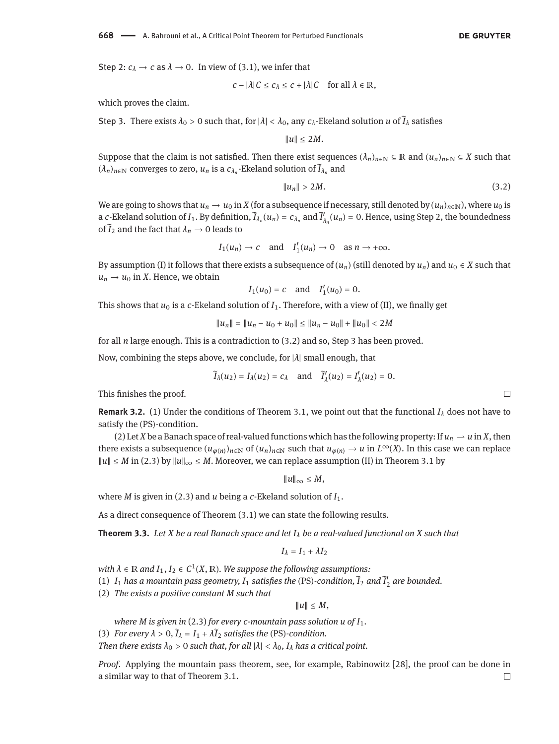Step 2: $c_\lambda \to c$ as $\lambda \to 0$. In view of (3.1), we infer that

$$c - |\lambda| C \leq c_\lambda \leq c + |\lambda| C \quad \text{for all } \lambda \in \mathbb{R},$$

which proves the claim.

Step 3. There exists $\lambda_0 > 0$ such that, for $|\lambda| < \lambda_0$, any $c_\lambda$-Ekeland solution $u$ of $\widetilde{I}_\lambda$ satisfies

$$\|u\| \leq 2M.$$

Suppose that the claim is not satisfied. Then there exist sequences $(\lambda_n)_{n\in\mathbb{N}} \subseteq \mathbb{R}$ and $(u_n)_{n\in\mathbb{N}} \subseteq X$ such that $(\lambda_n)_{n\in\mathbb{N}}$ converges to zero, $u_n$ is a $c_{\lambda_n}$-Ekeland solution of $\widetilde{I}_{\lambda_n}$ and

$$\|u_n\| > 2M. \tag{3.2}$$

We are going to shows that $u_n \to u_0$ in $X$ (for a subsequence if necessary, still denoted by $(u_n)_{n\in\mathbb{N}}$), where $u_0$ is a $c$-Ekeland solution of $I_1$. By definition, $\widetilde{I}_{\lambda_n}(u_n) = c_{\lambda_n}$ and $\widetilde{I}'_{\lambda_n}(u_n) = 0$. Hence, using Step 2, the boundedness of $\widetilde{I}_2$ and the fact that $\lambda_n \to 0$ leads to

$$I_1(u_n) \to c \quad \text{and} \quad I'_1(u_n) \to 0 \quad \text{as } n \to +\infty.$$

By assumption (I) it follows that there exists a subsequence of $(u_n)$ (still denoted by $u_n$) and $u_0 \in X$ such that $u_n \to u_0$ in $X$. Hence, we obtain

$$I_1(u_0) = c \quad \text{and} \quad I'_1(u_0) = 0.$$

This shows that $u_0$ is a $c$-Ekeland solution of $I_1$. Therefore, with a view of (II), we finally get

$$\|u_n\| = \|u_n - u_0 + u_0\| \leq \|u_n - u_0\| + \|u_0\| < 2M$$

for all $n$ large enough. This is a contradiction to (3.2) and so, Step 3 has been proved.

Now, combining the steps above, we conclude, for $|\lambda|$ small enough, that

$$\widetilde{I}_\lambda(u_2) = I_\lambda(u_2) = c_\lambda \quad \text{and} \quad \widetilde{I}'_\lambda(u_2) = I'_\lambda(u_2) = 0.$$

This finishes the proof. □

**Remark 3.2.** (1) Under the conditions of Theorem 3.1, we point out that the functional $I_\lambda$ does not have to satisfy the (PS)-condition.

(2) Let $X$ be a Banach space of real-valued functions which has the following property: If $u_n \rightharpoonup u$ in $X$, then there exists a subsequence $(u_{\varphi(n)})_{n\in\mathbb{N}}$ of $(u_n)_{n\in\mathbb{N}}$ such that $u_{\varphi(n)} \to u$ in $L^\infty(X)$. In this case we can replace $\|u\| \leq M$ in (2.3) by $\|u\|_\infty \leq M$. Moreover, we can replace assumption (II) in Theorem 3.1 by

$$\|u\|_\infty \leq M,$$

where $M$ is given in (2.3) and $u$ being a $c$-Ekeland solution of $I_1$.

As a direct consequence of Theorem (3.1) we can state the following results.

**Theorem 3.3.** *Let $X$ be a real Banach space and let $I_\lambda$ be a real-valued functional on $X$ such that*

$$I_\lambda = I_1 + \lambda I_2$$

*with $\lambda \in \mathbb{R}$ and $I_1, I_2 \in C^1(X, \mathbb{R})$. We suppose the following assumptions:*

(1) *$I_1$ has a mountain pass geometry, $I_1$ satisfies the (PS)-condition, $\widetilde{I}_2$ and $\widetilde{I}'_2$ are bounded.*

(2) *The exists a positive constant $M$ such that*

$$\|u\| \leq M,$$

*where $M$ is given in (2.3) for every $c$-mountain pass solution $u$ of $I_1$.*

(3) *For every $\lambda > 0$, $\widetilde{I}_\lambda = I_1 + \lambda \widetilde{I}_2$ satisfies the (PS)-condition.*

*Then there exists $\lambda_0 > 0$ such that, for all $|\lambda| < \lambda_0$, $I_\lambda$ has a critical point.*

*Proof.* Applying the mountain pass theorem, see, for example, Rabinowitz [28], the proof can be done in a similar way to that of Theorem 3.1. □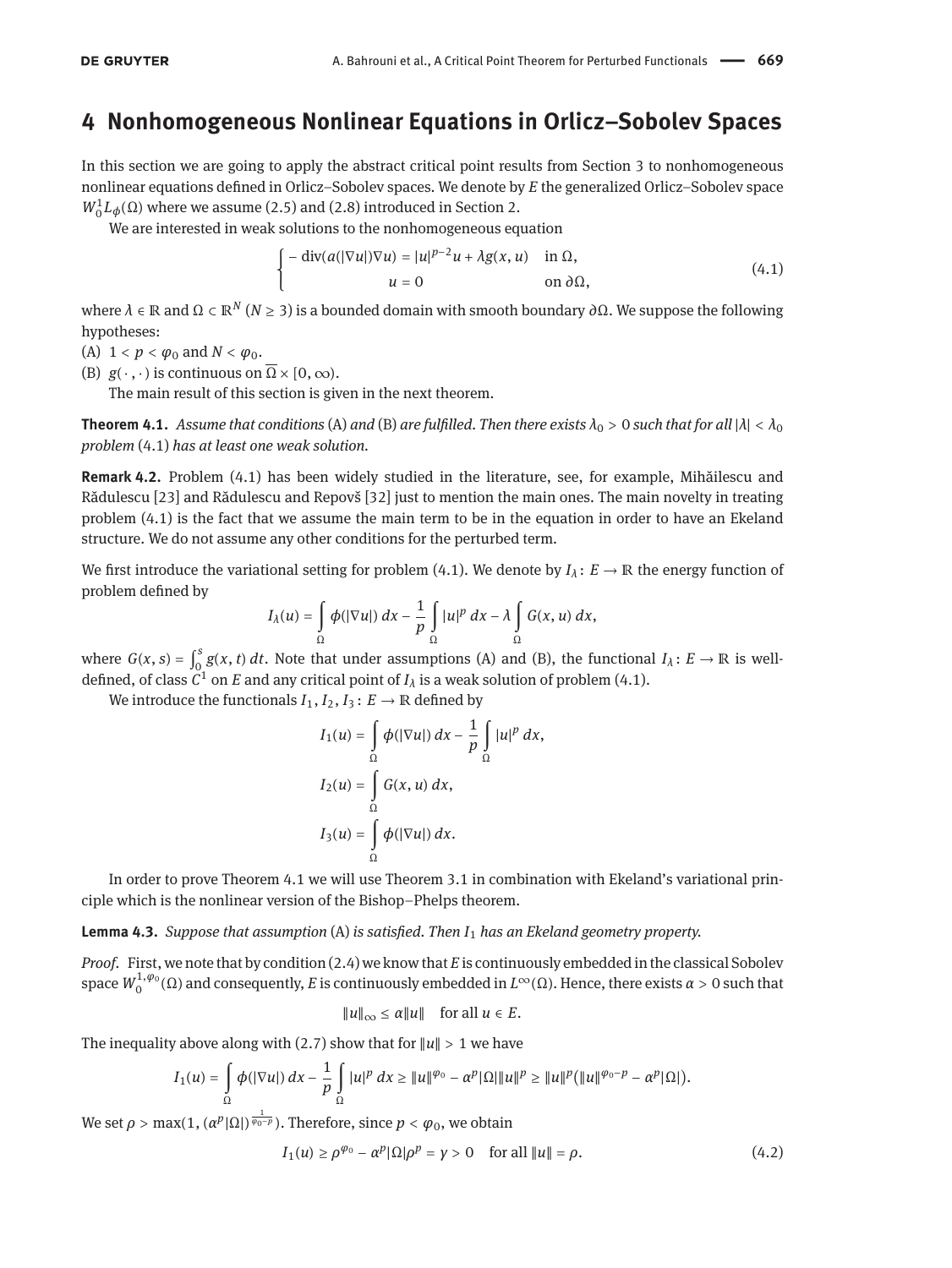## 4 Nonhomogeneous Nonlinear Equations in Orlicz–Sobolev Spaces

In this section we are going to apply the abstract critical point results from Section 3 to nonhomogeneous nonlinear equations defined in Orlicz–Sobolev spaces. We denote by $E$ the generalized Orlicz–Sobolev space $W_0^1L_\phi(\Omega)$ where we assume (2.5) and (2.8) introduced in Section 2.

We are interested in weak solutions to the nonhomogeneous equation

$$\begin{cases} -\operatorname{div}(a(|\nabla u|)\nabla u) = |u|^{p-2}u + \lambda g(x,u) & \text{in } \Omega, \\ u = 0 & \text{on } \partial\Omega, \end{cases} \tag{4.1}$$

where $\lambda \in \mathbb{R}$ and $\Omega \subset \mathbb{R}^N$ ($N \geq 3$) is a bounded domain with smooth boundary $\partial\Omega$. We suppose the following hypotheses:

(A) $1 < p < \varphi_0$ and $N < \varphi_0$.

(B) $g(\cdot,\cdot)$ is continuous on $\overline{\Omega} \times [0,\infty)$.

The main result of this section is given in the next theorem.

**Theorem 4.1.** *Assume that conditions* (A) *and* (B) *are fulfilled. Then there exists $\lambda_0 > 0$ such that for all $|\lambda| < \lambda_0$ problem* (4.1) *has at least one weak solution.*

**Remark 4.2.** Problem (4.1) has been widely studied in the literature, see, for example, Mihăilescu and Rădulescu [23] and Rădulescu and Repovš [32] just to mention the main ones. The main novelty in treating problem (4.1) is the fact that we assume the main term to be in the equation in order to have an Ekeland structure. We do not assume any other conditions for the perturbed term.

We first introduce the variational setting for problem (4.1). We denote by $I_\lambda : E \to \mathbb{R}$ the energy function of problem defined by

$$I_\lambda(u) = \int_\Omega \phi(|\nabla u|)\,dx - \frac{1}{p}\int_\Omega |u|^p\,dx - \lambda \int_\Omega G(x,u)\,dx,$$

where $G(x,s) = \int_0^s g(x,t)\,dt$. Note that under assumptions (A) and (B), the functional $I_\lambda : E \to \mathbb{R}$ is well-defined, of class $C^1$ on $E$ and any critical point of $I_\lambda$ is a weak solution of problem (4.1).

We introduce the functionals $I_1, I_2, I_3 : E \to \mathbb{R}$ defined by

$$I_1(u) = \int_\Omega \phi(|\nabla u|)\,dx - \frac{1}{p}\int_\Omega |u|^p\,dx,$$

$$I_2(u) = \int_\Omega G(x,u)\,dx,$$

$$I_3(u) = \int_\Omega \phi(|\nabla u|)\,dx.$$

In order to prove Theorem 4.1 we will use Theorem 3.1 in combination with Ekeland's variational principle which is the nonlinear version of the Bishop–Phelps theorem.

**Lemma 4.3.** *Suppose that assumption* (A) *is satisfied. Then $I_1$ has an Ekeland geometry property.*

*Proof.* First, we note that by condition (2.4) we know that $E$ is continuously embedded in the classical Sobolev space $W_0^{1,\varphi_0}(\Omega)$ and consequently, $E$ is continuously embedded in $L^\infty(\Omega)$. Hence, there exists $\alpha > 0$ such that

$$\|u\|_\infty \leq \alpha\|u\| \quad \text{for all } u \in E.$$

The inequality above along with (2.7) show that for $\|u\| > 1$ we have

$$I_1(u) = \int_\Omega \phi(|\nabla u|)\,dx - \frac{1}{p}\int_\Omega |u|^p\,dx \geq \|u\|^{\varphi_0} - \alpha^p|\Omega|\|u\|^p \geq \|u\|^p(\|u\|^{\varphi_0-p} - \alpha^p|\Omega|).$$

We set $\rho > \max(1, (\alpha^p|\Omega|)^{\frac{1}{\varphi_0-p}})$. Therefore, since $p < \varphi_0$, we obtain

$$I_1(u) \geq \rho^{\varphi_0} - \alpha^p|\Omega|\rho^p = \gamma > 0 \quad \text{for all } \|u\| = \rho. \tag{4.2}$$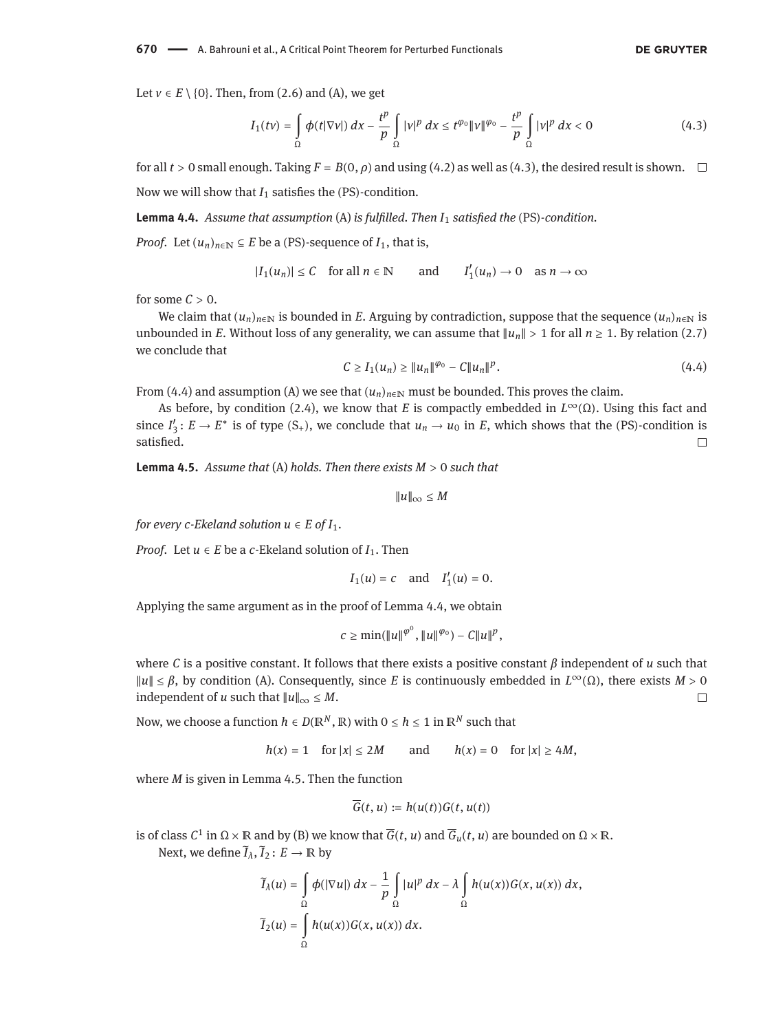Let $v \in E \setminus \{0\}$. Then, from (2.6) and (A), we get

$$I_1(tv) = \int_\Omega \phi(t|\nabla v|)\,dx - \frac{t^p}{p}\int_\Omega |v|^p\,dx \le t^{\varphi_0}\|v\|^{\varphi_0} - \frac{t^p}{p}\int_\Omega |v|^p\,dx < 0 \tag{4.3}$$

for all $t > 0$ small enough. Taking $F = B(0, \rho)$ and using (4.2) as well as (4.3), the desired result is shown. ◻

Now we will show that $I_1$ satisfies the (PS)-condition.

**Lemma 4.4.** *Assume that assumption* (A) *is fulfilled. Then $I_1$ satisfied the* (PS)*-condition.*

*Proof.* Let $(u_n)_{n\in\mathbb{N}} \subseteq E$ be a (PS)-sequence of $I_1$, that is,

$$|I_1(u_n)| \le C \quad \text{for all } n \in \mathbb{N} \qquad \text{and} \qquad I_1'(u_n) \to 0 \quad \text{as } n \to \infty$$

for some $C > 0$.

We claim that $(u_n)_{n\in\mathbb{N}}$ is bounded in $E$. Arguing by contradiction, suppose that the sequence $(u_n)_{n\in\mathbb{N}}$ is unbounded in $E$. Without loss of any generality, we can assume that $\|u_n\| > 1$ for all $n \ge 1$. By relation (2.7) we conclude that

$$C \ge I_1(u_n) \ge \|u_n\|^{\varphi_0} - C\|u_n\|^p. \tag{4.4}$$

From (4.4) and assumption (A) we see that $(u_n)_{n\in\mathbb{N}}$ must be bounded. This proves the claim.

As before, by condition (2.4), we know that $E$ is compactly embedded in $L^\infty(\Omega)$. Using this fact and since $I_3' : E \to E^*$ is of type $(\mathrm{S}_+)$, we conclude that $u_n \to u_0$ in $E$, which shows that the (PS)-condition is satisfied. ◻

**Lemma 4.5.** *Assume that* (A) *holds. Then there exists $M > 0$ such that*

$$\|u\|_\infty \le M$$

*for every $c$-Ekeland solution $u \in E$ of $I_1$.*

*Proof.* Let $u \in E$ be a $c$-Ekeland solution of $I_1$. Then

$$I_1(u) = c \quad \text{and} \quad I_1'(u) = 0.$$

Applying the same argument as in the proof of Lemma 4.4, we obtain

$$c \ge \min(\|u\|^{\varphi^0}, \|u\|^{\varphi_0}) - C\|u\|^p,$$

where $C$ is a positive constant. It follows that there exists a positive constant $\beta$ independent of $u$ such that $\|u\| \le \beta$, by condition (A). Consequently, since $E$ is continuously embedded in $L^\infty(\Omega)$, there exists $M > 0$ independent of $u$ such that $\|u\|_\infty \le M$. ◻

Now, we choose a function $h \in D(\mathbb{R}^N, \mathbb{R})$ with $0 \le h \le 1$ in $\mathbb{R}^N$ such that

$$h(x) = 1 \quad \text{for } |x| \le 2M \qquad \text{and} \qquad h(x) = 0 \quad \text{for } |x| \ge 4M,$$

where $M$ is given in Lemma 4.5. Then the function

$$\overline{G}(t, u) := h(u(t))G(t, u(t))$$

is of class $C^1$ in $\Omega \times \mathbb{R}$ and by (B) we know that $\overline{G}(t, u)$ and $\overline{G}_u(t, u)$ are bounded on $\Omega \times \mathbb{R}$.

Next, we define $\tilde{I}_\lambda, \tilde{I}_2 : E \to \mathbb{R}$ by

$$\tilde{I}_\lambda(u) = \int_\Omega \phi(|\nabla u|)\,dx - \frac{1}{p}\int_\Omega |u|^p\,dx - \lambda\int_\Omega h(u(x))G(x, u(x))\,dx,$$

$$\tilde{I}_2(u) = \int_\Omega h(u(x))G(x, u(x))\,dx.$$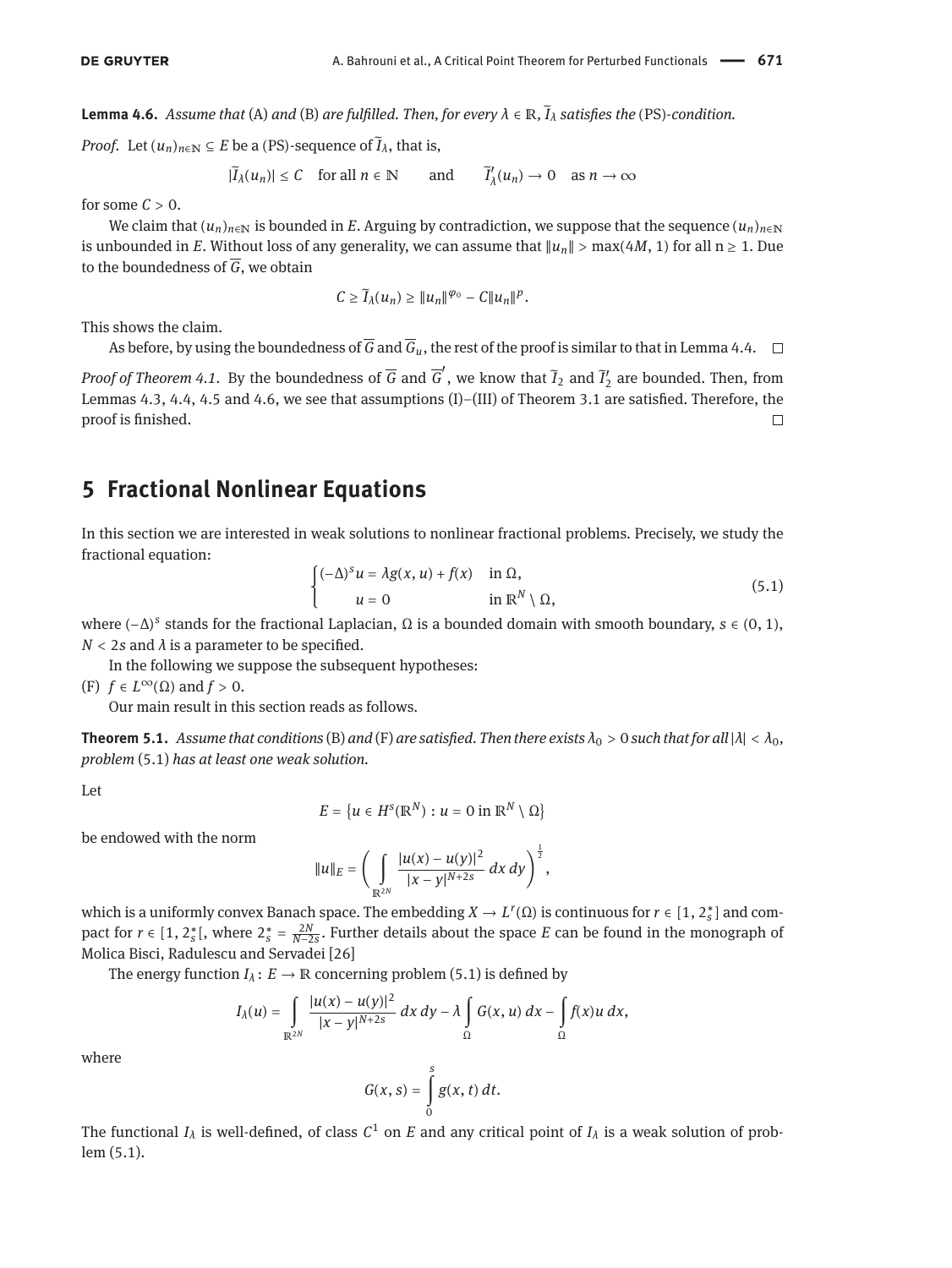**Lemma 4.6.** *Assume that* (A) *and* (B) *are fulfilled. Then, for every $\lambda \in \mathbb{R}$, $\widetilde{I}_\lambda$ satisfies the* (PS)*-condition.*

*Proof.* Let $(u_n)_{n\in\mathbb{N}} \subseteq E$ be a (PS)-sequence of $\widetilde{I}_\lambda$, that is,

$$|\widetilde{I}_\lambda(u_n)| \leq C \quad \text{for all } n \in \mathbb{N} \qquad \text{and} \qquad \widetilde{I}'_\lambda(u_n) \to 0 \quad \text{as } n \to \infty$$

for some $C > 0$.

We claim that $(u_n)_{n\in\mathbb{N}}$ is bounded in $E$. Arguing by contradiction, we suppose that the sequence $(u_n)_{n\in\mathbb{N}}$ is unbounded in $E$. Without loss of any generality, we can assume that $\|u_n\| > \max(4M, 1)$ for all $n \geq 1$. Due to the boundedness of $\overline{G}$, we obtain

$$C \geq \widetilde{I}_\lambda(u_n) \geq \|u_n\|^{\varphi_0} - C\|u_n\|^p.$$

This shows the claim.

As before, by using the boundedness of $\overline{G}$ and $\overline{G}_u$, the rest of the proof is similar to that in Lemma 4.4. □

*Proof of Theorem 4.1.* By the boundedness of $\overline{G}$ and $\overline{G}'$, we know that $\overline{I}_2$ and $\overline{I}'_2$ are bounded. Then, from Lemmas 4.3, 4.4, 4.5 and 4.6, we see that assumptions (I)–(III) of Theorem 3.1 are satisfied. Therefore, the proof is finished. □

## 5 Fractional Nonlinear Equations

In this section we are interested in weak solutions to nonlinear fractional problems. Precisely, we study the fractional equation:

$$\begin{cases} (-\Delta)^s u = \lambda g(x, u) + f(x) & \text{in } \Omega, \\ \qquad u = 0 & \text{in } \mathbb{R}^N \setminus \Omega, \end{cases} \tag{5.1}$$

where $(-\Delta)^s$ stands for the fractional Laplacian, $\Omega$ is a bounded domain with smooth boundary, $s \in (0, 1)$, $N < 2s$ and $\lambda$ is a parameter to be specified.

In the following we suppose the subsequent hypotheses:

(F) $f \in L^\infty(\Omega)$ and $f > 0$.

Our main result in this section reads as follows.

**Theorem 5.1.** *Assume that conditions* (B) *and* (F) *are satisfied. Then there exists $\lambda_0 > 0$ such that for all $|\lambda| < \lambda_0$, problem* (5.1) *has at least one weak solution.*

Let

$$E = \{u \in H^s(\mathbb{R}^N) : u = 0 \text{ in } \mathbb{R}^N \setminus \Omega\}$$

be endowed with the norm

$$\|u\|_E = \left( \int_{\mathbb{R}^{2N}} \frac{|u(x) - u(y)|^2}{|x - y|^{N+2s}} \, dx \, dy \right)^{\frac{1}{2}},$$

which is a uniformly convex Banach space. The embedding $X \to L^r(\Omega)$ is continuous for $r \in [1, 2_s^*]$ and compact for $r \in [1, 2_s^*[$, where $2_s^* = \frac{2N}{N-2s}$. Further details about the space $E$ can be found in the monograph of Molica Bisci, Radulescu and Servadei [26]

The energy function $I_\lambda : E \to \mathbb{R}$ concerning problem (5.1) is defined by

$$I_\lambda(u) = \int_{\mathbb{R}^{2N}} \frac{|u(x) - u(y)|^2}{|x - y|^{N+2s}} \, dx \, dy - \lambda \int_\Omega G(x, u) \, dx - \int_\Omega f(x) u \, dx,$$

where

$$G(x, s) = \int_0^s g(x, t) \, dt.$$

The functional $I_\lambda$ is well-defined, of class $C^1$ on $E$ and any critical point of $I_\lambda$ is a weak solution of problem (5.1).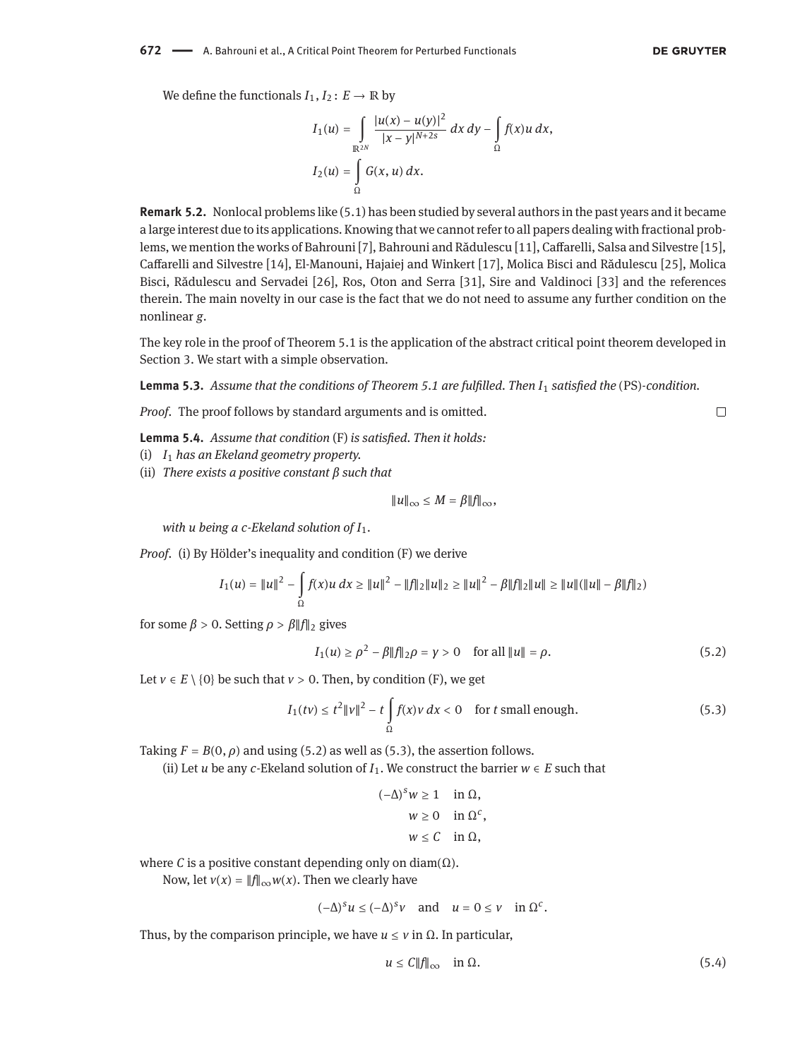We define the functionals $I_1, I_2 \colon E \to \mathbb{R}$ by

$$I_1(u) = \int_{\mathbb{R}^{2N}} \frac{|u(x) - u(y)|^2}{|x - y|^{N+2s}}\,dx\,dy - \int_{\Omega} f(x)u\,dx,$$

$$I_2(u) = \int_{\Omega} G(x, u)\,dx.$$

**Remark 5.2.** Nonlocal problems like (5.1) has been studied by several authors in the past years and it became a large interest due to its applications. Knowing that we cannot refer to all papers dealing with fractional problems, we mention the works of Bahrouni [7], Bahrouni and Rădulescu [11], Caffarelli, Salsa and Silvestre [15], Caffarelli and Silvestre [14], El-Manouni, Hajaiej and Winkert [17], Molica Bisci and Rădulescu [25], Molica Bisci, Rădulescu and Servadei [26], Ros, Oton and Serra [31], Sire and Valdinoci [33] and the references therein. The main novelty in our case is the fact that we do not need to assume any further condition on the nonlinear $g$.

The key role in the proof of Theorem 5.1 is the application of the abstract critical point theorem developed in Section 3. We start with a simple observation.

**Lemma 5.3.** *Assume that the conditions of Theorem 5.1 are fulfilled. Then $I_1$ satisfied the* (PS)*-condition.*

*Proof.* The proof follows by standard arguments and is omitted. □

**Lemma 5.4.** *Assume that condition* (F) *is satisfied. Then it holds:*

(i) *$I_1$ has an Ekeland geometry property.*

(ii) *There exists a positive constant $\beta$ such that*

$$\|u\|_\infty \leq M = \beta\|f\|_\infty,$$

*with $u$ being a $c$-Ekeland solution of $I_1$.*

*Proof.* (i) By Hölder's inequality and condition (F) we derive

$$I_1(u) = \|u\|^2 - \int_{\Omega} f(x)u\,dx \geq \|u\|^2 - \|f\|_2\|u\|_2 \geq \|u\|^2 - \beta\|f\|_2\|u\| \geq \|u\|(\|u\| - \beta\|f\|_2)$$

for some $\beta > 0$. Setting $\rho > \beta\|f\|_2$ gives

$$I_1(u) \geq \rho^2 - \beta\|f\|_2\rho = \gamma > 0 \quad \text{for all } \|u\| = \rho. \tag{5.2}$$

Let $v \in E \setminus \{0\}$ be such that $v > 0$. Then, by condition (F), we get

$$I_1(tv) \leq t^2\|v\|^2 - t\int_{\Omega} f(x)v\,dx < 0 \quad \text{for } t \text{ small enough.} \tag{5.3}$$

Taking $F = B(0, \rho)$ and using (5.2) as well as (5.3), the assertion follows.

(ii) Let $u$ be any $c$-Ekeland solution of $I_1$. We construct the barrier $w \in E$ such that

$$\begin{aligned} (-\Delta)^s w &\geq 1 \quad \text{in } \Omega, \\ w &\geq 0 \quad \text{in } \Omega^c, \\ w &\leq C \quad \text{in } \Omega, \end{aligned}$$

where $C$ is a positive constant depending only on $\operatorname{diam}(\Omega)$.

Now, let $v(x) = \|f\|_\infty w(x)$. Then we clearly have

$$(-\Delta)^s u \leq (-\Delta)^s v \quad \text{and} \quad u = 0 \leq v \quad \text{in } \Omega^c.$$

Thus, by the comparison principle, we have $u \leq v$ in $\Omega$. In particular,

$$u \leq C\|f\|_\infty \quad \text{in } \Omega. \tag{5.4}$$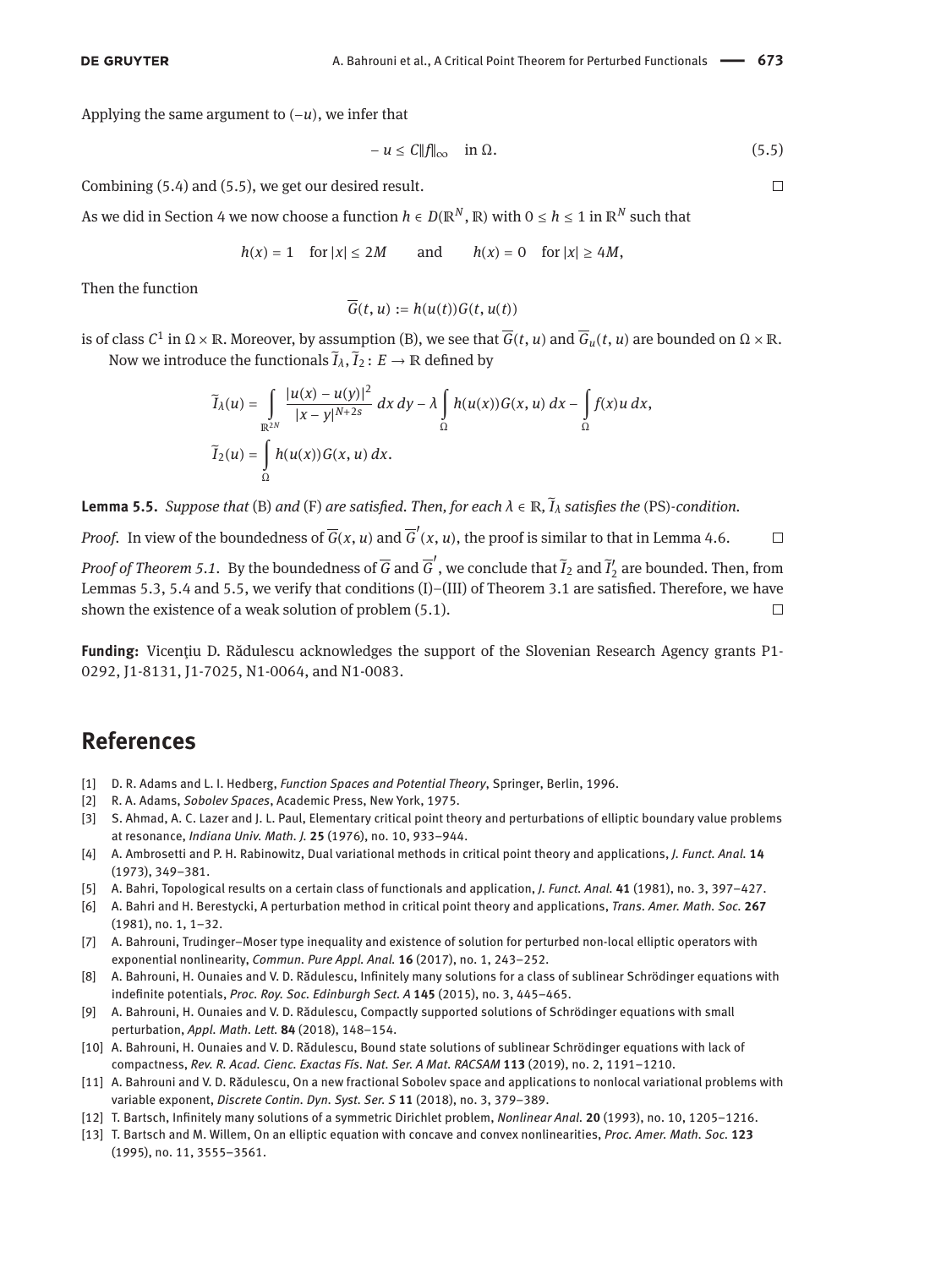Applying the same argument to $(-u)$, we infer that

$$-u \leq C\|f\|_\infty \quad \text{in } \Omega. \tag{5.5}$$

Combining (5.4) and (5.5), we get our desired result. □

As we did in Section 4 we now choose a function $h \in D(\mathbb{R}^N, \mathbb{R})$ with $0 \leq h \leq 1$ in $\mathbb{R}^N$ such that

$$h(x) = 1 \quad \text{for } |x| \leq 2M \qquad \text{and} \qquad h(x) = 0 \quad \text{for } |x| \geq 4M,$$

Then the function

$$\overline{G}(t, u) := h(u(t))G(t, u(t))$$

is of class $C^1$ in $\Omega \times \mathbb{R}$. Moreover, by assumption (B), we see that $\overline{G}(t, u)$ and $\overline{G}_u(t, u)$ are bounded on $\Omega \times \mathbb{R}$.

Now we introduce the functionals $\widetilde{I}_\lambda, \widetilde{I}_2 : E \to \mathbb{R}$ defined by

$$\widetilde{I}_\lambda(u) = \int\limits_{\mathbb{R}^{2N}} \frac{|u(x) - u(y)|^2}{|x - y|^{N+2s}}\, dx\, dy - \lambda \int\limits_\Omega h(u(x))G(x, u)\, dx - \int\limits_\Omega f(x)u\, dx,$$

$$\widetilde{I}_2(u) = \int\limits_\Omega h(u(x))G(x, u)\, dx.$$

**Lemma 5.5.** *Suppose that* (B) *and* (F) *are satisfied. Then, for each $\lambda \in \mathbb{R}$, $\widetilde{I}_\lambda$ satisfies the* (PS)*-condition.*

*Proof.* In view of the boundedness of $\overline{G}(x, u)$ and $\overline{G}'(x, u)$, the proof is similar to that in Lemma 4.6. □

*Proof of Theorem 5.1.* By the boundedness of $\overline{G}$ and $\overline{G}'$, we conclude that $\widetilde{I}_2$ and $\widetilde{I}_2'$ are bounded. Then, from Lemmas 5.3, 5.4 and 5.5, we verify that conditions (I)–(III) of Theorem 3.1 are satisfied. Therefore, we have shown the existence of a weak solution of problem (5.1). □

**Funding:** Vicențiu D. Rădulescu acknowledges the support of the Slovenian Research Agency grants P1-0292, J1-8131, J1-7025, N1-0064, and N1-0083.

## References

[1] D. R. Adams and L. I. Hedberg, *Function Spaces and Potential Theory*, Springer, Berlin, 1996.

[2] R. A. Adams, *Sobolev Spaces*, Academic Press, New York, 1975.

[3] S. Ahmad, A. C. Lazer and J. L. Paul, Elementary critical point theory and perturbations of elliptic boundary value problems at resonance, *Indiana Univ. Math. J.* **25** (1976), no. 10, 933–944.

[4] A. Ambrosetti and P. H. Rabinowitz, Dual variational methods in critical point theory and applications, *J. Funct. Anal.* **14** (1973), 349–381.

[5] A. Bahri, Topological results on a certain class of functionals and application, *J. Funct. Anal.* **41** (1981), no. 3, 397–427.

[6] A. Bahri and H. Berestycki, A perturbation method in critical point theory and applications, *Trans. Amer. Math. Soc.* **267** (1981), no. 1, 1–32.

[7] A. Bahrouni, Trudinger–Moser type inequality and existence of solution for perturbed non-local elliptic operators with exponential nonlinearity, *Commun. Pure Appl. Anal.* **16** (2017), no. 1, 243–252.

[8] A. Bahrouni, H. Ounaies and V. D. Rădulescu, Infinitely many solutions for a class of sublinear Schrödinger equations with indefinite potentials, *Proc. Roy. Soc. Edinburgh Sect. A* **145** (2015), no. 3, 445–465.

[9] A. Bahrouni, H. Ounaies and V. D. Rădulescu, Compactly supported solutions of Schrödinger equations with small perturbation, *Appl. Math. Lett.* **84** (2018), 148–154.

[10] A. Bahrouni, H. Ounaies and V. D. Rădulescu, Bound state solutions of sublinear Schrödinger equations with lack of compactness, *Rev. R. Acad. Cienc. Exactas Fís. Nat. Ser. A Mat. RACSAM* **113** (2019), no. 2, 1191–1210.

[11] A. Bahrouni and V. D. Rădulescu, On a new fractional Sobolev space and applications to nonlocal variational problems with variable exponent, *Discrete Contin. Dyn. Syst. Ser. S* **11** (2018), no. 3, 379–389.

[12] T. Bartsch, Infinitely many solutions of a symmetric Dirichlet problem, *Nonlinear Anal.* **20** (1993), no. 10, 1205–1216.

[13] T. Bartsch and M. Willem, On an elliptic equation with concave and convex nonlinearities, *Proc. Amer. Math. Soc.* **123** (1995), no. 11, 3555–3561.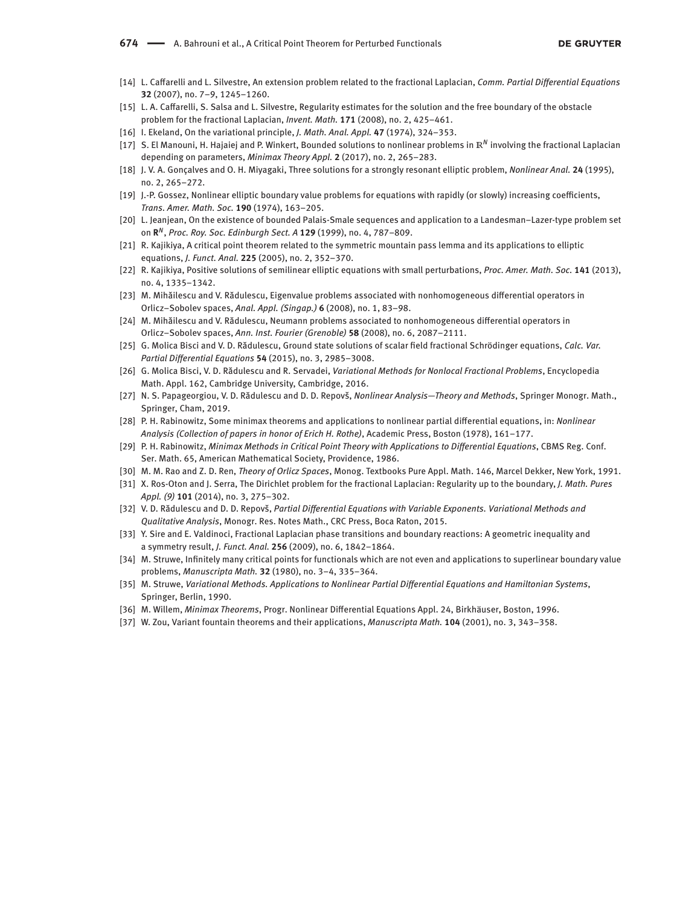[14] L. Caffarelli and L. Silvestre, An extension problem related to the fractional Laplacian, *Comm. Partial Differential Equations* **32** (2007), no. 7–9, 1245–1260.

[15] L. A. Caffarelli, S. Salsa and L. Silvestre, Regularity estimates for the solution and the free boundary of the obstacle problem for the fractional Laplacian, *Invent. Math.* **171** (2008), no. 2, 425–461.

[16] I. Ekeland, On the variational principle, *J. Math. Anal. Appl.* **47** (1974), 324–353.

[17] S. El Manouni, H. Hajaiej and P. Winkert, Bounded solutions to nonlinear problems in $\mathbb{R}^N$ involving the fractional Laplacian depending on parameters, *Minimax Theory Appl.* **2** (2017), no. 2, 265–283.

[18] J. V. A. Gonçalves and O. H. Miyagaki, Three solutions for a strongly resonant elliptic problem, *Nonlinear Anal.* **24** (1995), no. 2, 265–272.

[19] J.-P. Gossez, Nonlinear elliptic boundary value problems for equations with rapidly (or slowly) increasing coefficients, *Trans. Amer. Math. Soc.* **190** (1974), 163–205.

[20] L. Jeanjean, On the existence of bounded Palais-Smale sequences and application to a Landesman–Lazer-type problem set on $\mathbf{R}^N$, *Proc. Roy. Soc. Edinburgh Sect. A* **129** (1999), no. 4, 787–809.

[21] R. Kajikiya, A critical point theorem related to the symmetric mountain pass lemma and its applications to elliptic equations, *J. Funct. Anal.* **225** (2005), no. 2, 352–370.

[22] R. Kajikiya, Positive solutions of semilinear elliptic equations with small perturbations, *Proc. Amer. Math. Soc.* **141** (2013), no. 4, 1335–1342.

[23] M. Mihăilescu and V. Rădulescu, Eigenvalue problems associated with nonhomogeneous differential operators in Orlicz–Sobolev spaces, *Anal. Appl. (Singap.)* **6** (2008), no. 1, 83–98.

[24] M. Mihăilescu and V. Rădulescu, Neumann problems associated to nonhomogeneous differential operators in Orlicz–Sobolev spaces, *Ann. Inst. Fourier (Grenoble)* **58** (2008), no. 6, 2087–2111.

[25] G. Molica Bisci and V. D. Rădulescu, Ground state solutions of scalar field fractional Schrödinger equations, *Calc. Var. Partial Differential Equations* **54** (2015), no. 3, 2985–3008.

[26] G. Molica Bisci, V. D. Rădulescu and R. Servadei, *Variational Methods for Nonlocal Fractional Problems*, Encyclopedia Math. Appl. 162, Cambridge University, Cambridge, 2016.

[27] N. S. Papageorgiou, V. D. Rădulescu and D. D. Repovš, *Nonlinear Analysis—Theory and Methods*, Springer Monogr. Math., Springer, Cham, 2019.

[28] P. H. Rabinowitz, Some minimax theorems and applications to nonlinear partial differential equations, in: *Nonlinear Analysis (Collection of papers in honor of Erich H. Rothe)*, Academic Press, Boston (1978), 161–177.

[29] P. H. Rabinowitz, *Minimax Methods in Critical Point Theory with Applications to Differential Equations*, CBMS Reg. Conf. Ser. Math. 65, American Mathematical Society, Providence, 1986.

[30] M. M. Rao and Z. D. Ren, *Theory of Orlicz Spaces*, Monog. Textbooks Pure Appl. Math. 146, Marcel Dekker, New York, 1991.

[31] X. Ros-Oton and J. Serra, The Dirichlet problem for the fractional Laplacian: Regularity up to the boundary, *J. Math. Pures Appl. (9)* **101** (2014), no. 3, 275–302.

[32] V. D. Rădulescu and D. D. Repovš, *Partial Differential Equations with Variable Exponents. Variational Methods and Qualitative Analysis*, Monogr. Res. Notes Math., CRC Press, Boca Raton, 2015.

[33] Y. Sire and E. Valdinoci, Fractional Laplacian phase transitions and boundary reactions: A geometric inequality and a symmetry result, *J. Funct. Anal.* **256** (2009), no. 6, 1842–1864.

[34] M. Struwe, Infinitely many critical points for functionals which are not even and applications to superlinear boundary value problems, *Manuscripta Math.* **32** (1980), no. 3–4, 335–364.

[35] M. Struwe, *Variational Methods. Applications to Nonlinear Partial Differential Equations and Hamiltonian Systems*, Springer, Berlin, 1990.

[36] M. Willem, *Minimax Theorems*, Progr. Nonlinear Differential Equations Appl. 24, Birkhäuser, Boston, 1996.

[37] W. Zou, Variant fountain theorems and their applications, *Manuscripta Math.* **104** (2001), no. 3, 343–358.